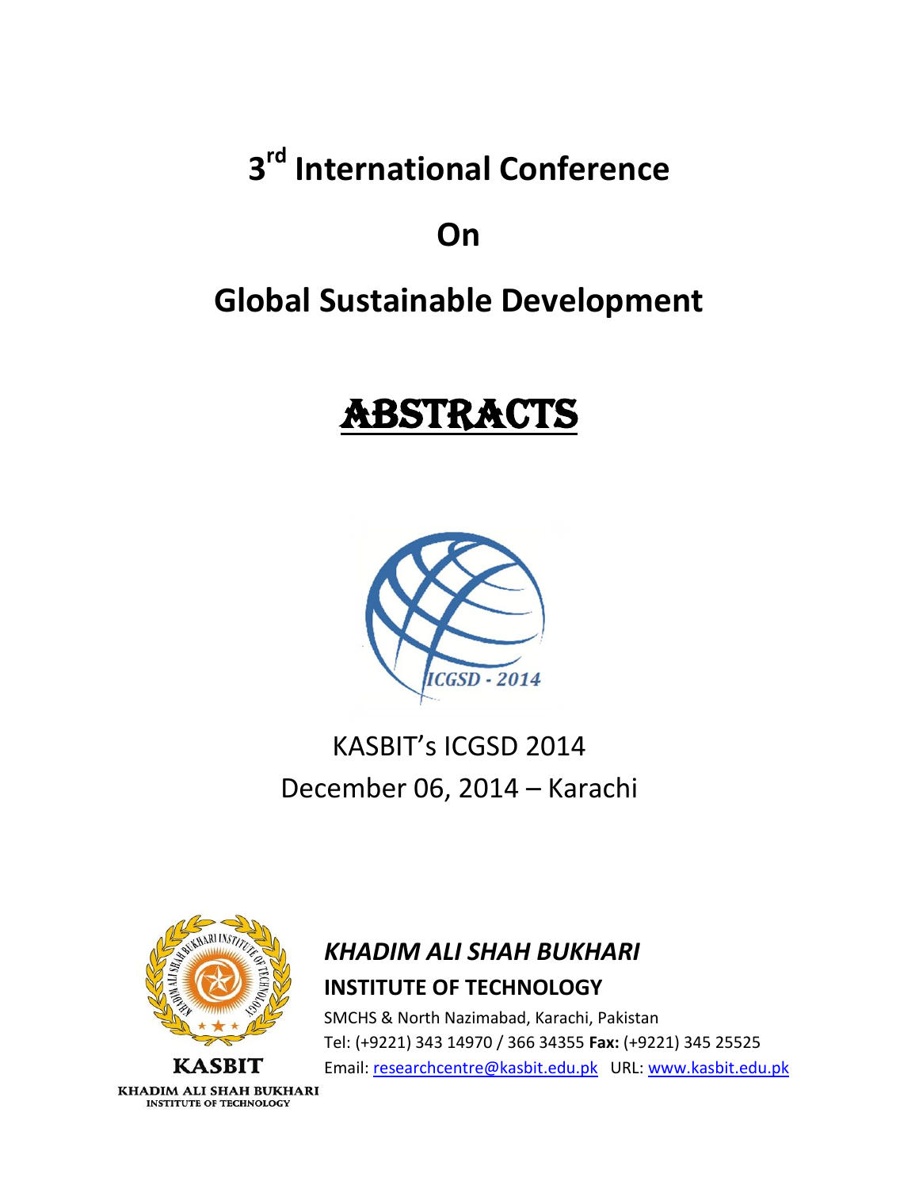# 3rd International Conference

# On

# Global Sustainable Development

# ABSTRACTS

ICGSD - 2014

KASBIT's ICGSD 2014

December 06, 2014 – Karachi

KASBIT

KHADIM ALI SHAH BUKHARI INSTITUTE OF TECHNOLOGY

***KHADIM ALI SHAH BUKHARI***

**INSTITUTE OF TECHNOLOGY**

SMCHS & North Nazimabad, Karachi, Pakistan

Tel: (+9221) 343 14970 / 366 34355 **Fax:** (+9221) 345 25525

Email: researchcentre@kasbit.edu.pk URL: www.kasbit.edu.pk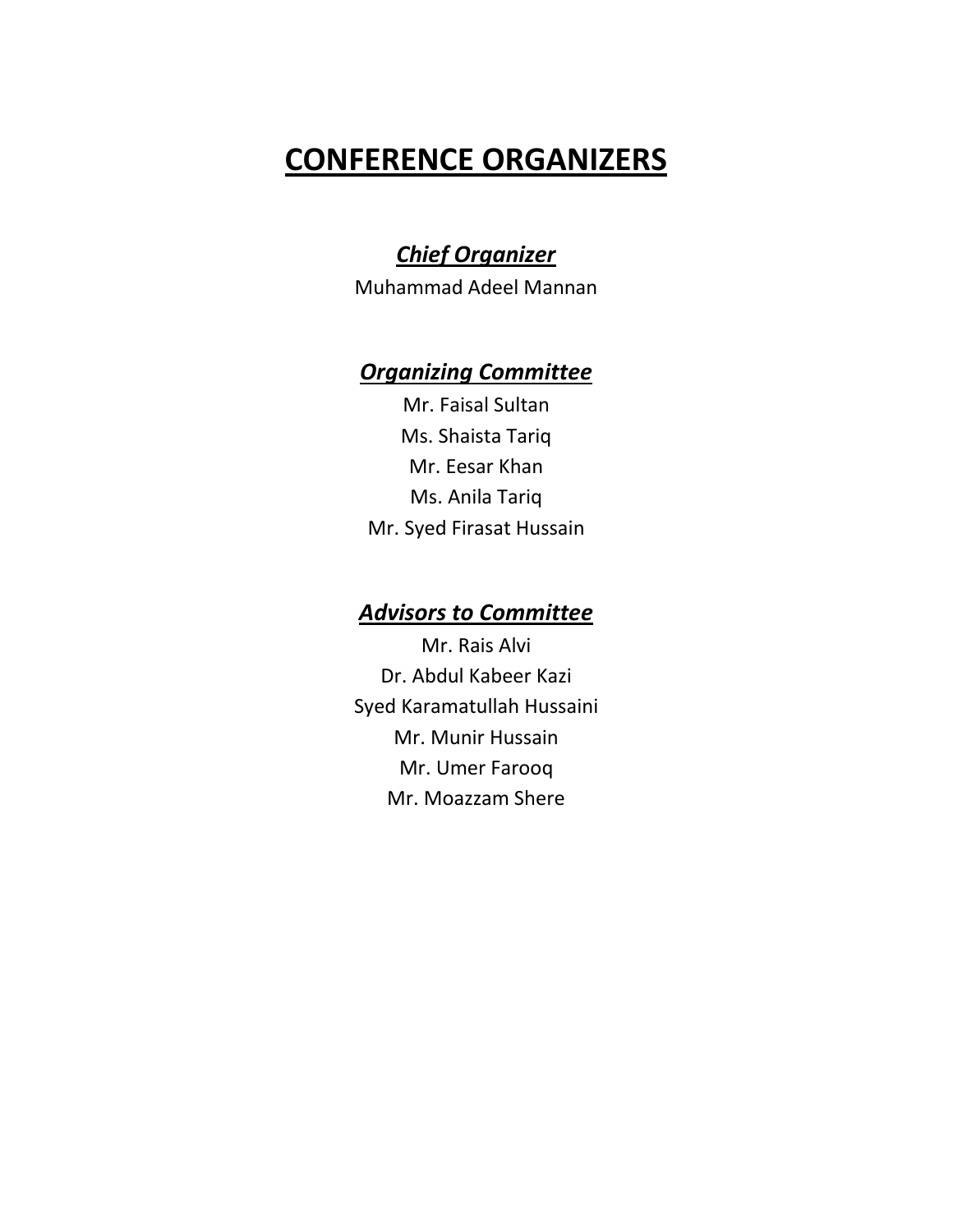# CONFERENCE ORGANIZERS

## *Chief Organizer*

Muhammad Adeel Mannan

## *Organizing Committee*

Mr. Faisal Sultan

Ms. Shaista Tariq

Mr. Eesar Khan

Ms. Anila Tariq

Mr. Syed Firasat Hussain

## *Advisors to Committee*

Mr. Rais Alvi

Dr. Abdul Kabeer Kazi

Syed Karamatullah Hussaini

Mr. Munir Hussain

Mr. Umer Farooq

Mr. Moazzam Shere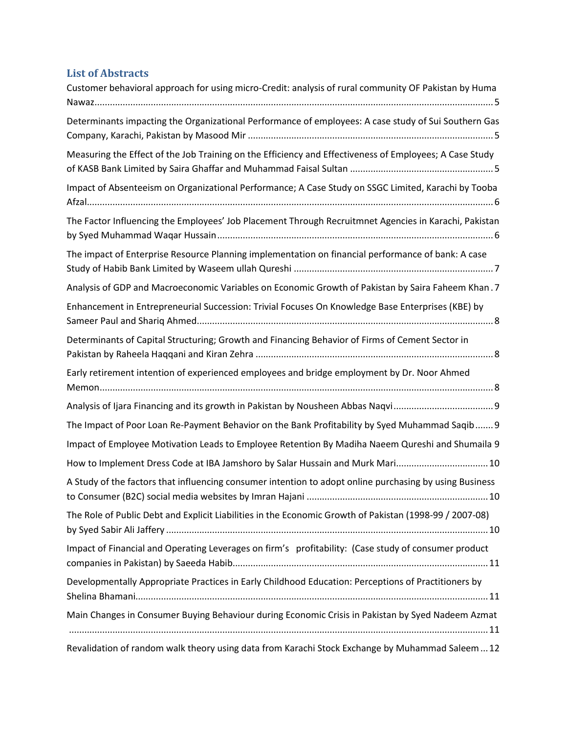## List of Abstracts

Customer behavioral approach for using micro-Credit: analysis of rural community OF Pakistan by Huma Nawaz ........ 5

Determinants impacting the Organizational Performance of employees: A case study of Sui Southern Gas Company, Karachi, Pakistan by Masood Mir ........ 5

Measuring the Effect of the Job Training on the Efficiency and Effectiveness of Employees; A Case Study of KASB Bank Limited by Saira Ghaffar and Muhammad Faisal Sultan ........ 5

Impact of Absenteeism on Organizational Performance; A Case Study on SSGC Limited, Karachi by Tooba Afzal ........ 6

The Factor Influencing the Employees' Job Placement Through Recruitmnet Agencies in Karachi, Pakistan by Syed Muhammad Waqar Hussain ........ 6

The impact of Enterprise Resource Planning implementation on financial performance of bank: A case Study of Habib Bank Limited by Waseem ullah Qureshi ........ 7

Analysis of GDP and Macroeconomic Variables on Economic Growth of Pakistan by Saira Faheem Khan . 7

Enhancement in Entrepreneurial Succession: Trivial Focuses On Knowledge Base Enterprises (KBE) by Sameer Paul and Shariq Ahmed ........ 8

Determinants of Capital Structuring; Growth and Financing Behavior of Firms of Cement Sector in Pakistan by Raheela Haqqani and Kiran Zehra ........ 8

Early retirement intention of experienced employees and bridge employment by Dr. Noor Ahmed Memon ........ 8

Analysis of Ijara Financing and its growth in Pakistan by Nousheen Abbas Naqvi ........ 9

The Impact of Poor Loan Re-Payment Behavior on the Bank Profitability by Syed Muhammad Saqib ....... 9

Impact of Employee Motivation Leads to Employee Retention By Madiha Naeem Qureshi and Shumaila 9

How to Implement Dress Code at IBA Jamshoro by Salar Hussain and Murk Mari ........ 10

A Study of the factors that influencing consumer intention to adopt online purchasing by using Business to Consumer (B2C) social media websites by Imran Hajani ........ 10

The Role of Public Debt and Explicit Liabilities in the Economic Growth of Pakistan (1998-99 / 2007-08) by Syed Sabir Ali Jaffery ........ 10

Impact of Financial and Operating Leverages on firm's profitability: (Case study of consumer product companies in Pakistan) by Saeeda Habib ........ 11

Developmentally Appropriate Practices in Early Childhood Education: Perceptions of Practitioners by Shelina Bhamani ........ 11

Main Changes in Consumer Buying Behaviour during Economic Crisis in Pakistan by Syed Nadeem Azmat ........ 11

Revalidation of random walk theory using data from Karachi Stock Exchange by Muhammad Saleem ... 12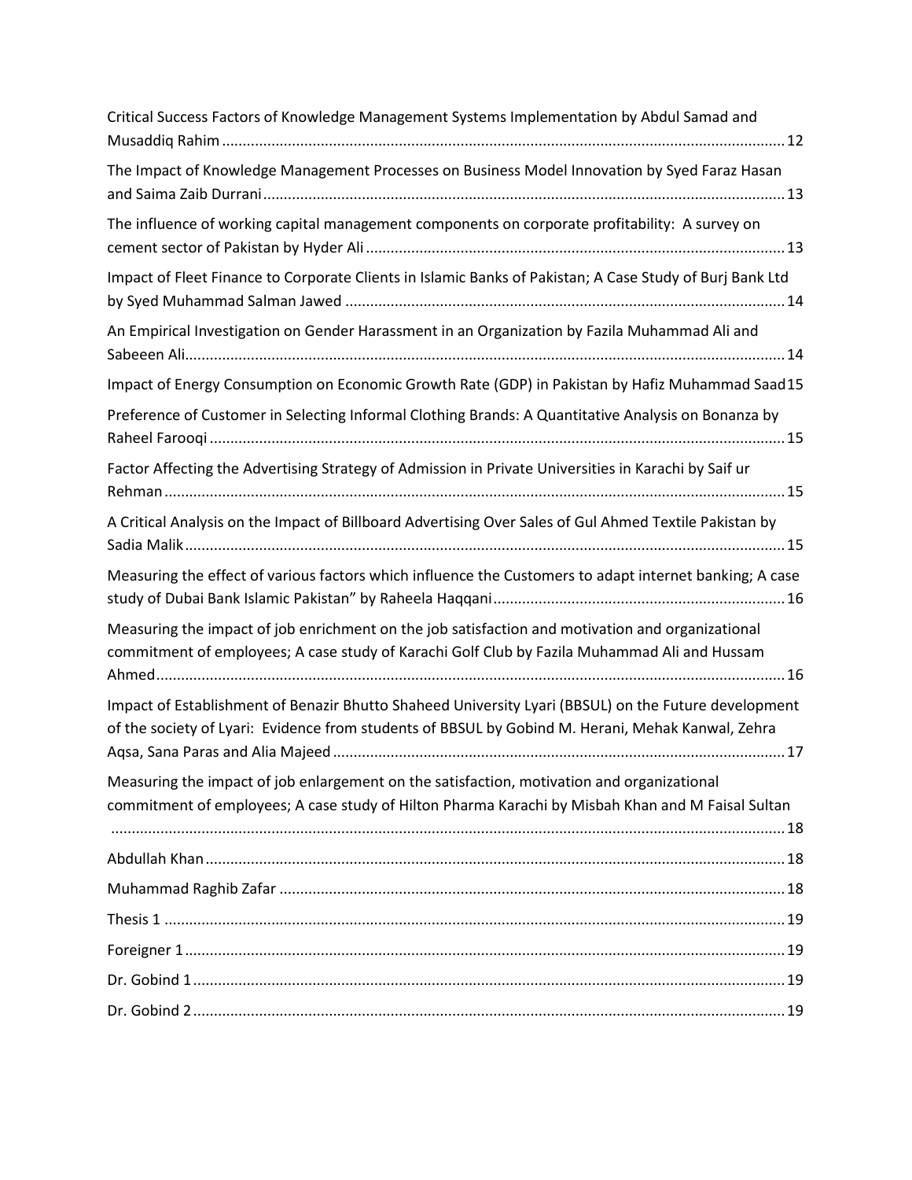Critical Success Factors of Knowledge Management Systems Implementation by Abdul Samad and Musaddiq Rahim ........ 12

The Impact of Knowledge Management Processes on Business Model Innovation by Syed Faraz Hasan and Saima Zaib Durrani ........ 13

The influence of working capital management components on corporate profitability: A survey on cement sector of Pakistan by Hyder Ali ........ 13

Impact of Fleet Finance to Corporate Clients in Islamic Banks of Pakistan; A Case Study of Burj Bank Ltd by Syed Muhammad Salman Jawed ........ 14

An Empirical Investigation on Gender Harassment in an Organization by Fazila Muhammad Ali and Sabeeen Ali ........ 14

Impact of Energy Consumption on Economic Growth Rate (GDP) in Pakistan by Hafiz Muhammad Saad 15

Preference of Customer in Selecting Informal Clothing Brands: A Quantitative Analysis on Bonanza by Raheel Farooqi ........ 15

Factor Affecting the Advertising Strategy of Admission in Private Universities in Karachi by Saif ur Rehman ........ 15

A Critical Analysis on the Impact of Billboard Advertising Over Sales of Gul Ahmed Textile Pakistan by Sadia Malik ........ 15

Measuring the effect of various factors which influence the Customers to adapt internet banking; A case study of Dubai Bank Islamic Pakistan" by Raheela Haqqani ........ 16

Measuring the impact of job enrichment on the job satisfaction and motivation and organizational commitment of employees; A case study of Karachi Golf Club by Fazila Muhammad Ali and Hussam Ahmed ........ 16

Impact of Establishment of Benazir Bhutto Shaheed University Lyari (BBSUL) on the Future development of the society of Lyari: Evidence from students of BBSUL by Gobind M. Herani, Mehak Kanwal, Zehra Aqsa, Sana Paras and Alia Majeed ........ 17

Measuring the impact of job enlargement on the satisfaction, motivation and organizational commitment of employees; A case study of Hilton Pharma Karachi by Misbah Khan and M Faisal Sultan ........ 18

Abdullah Khan ........ 18

Muhammad Raghib Zafar ........ 18

Thesis 1 ........ 19

Foreigner 1 ........ 19

Dr. Gobind 1 ........ 19

Dr. Gobind 2 ........ 19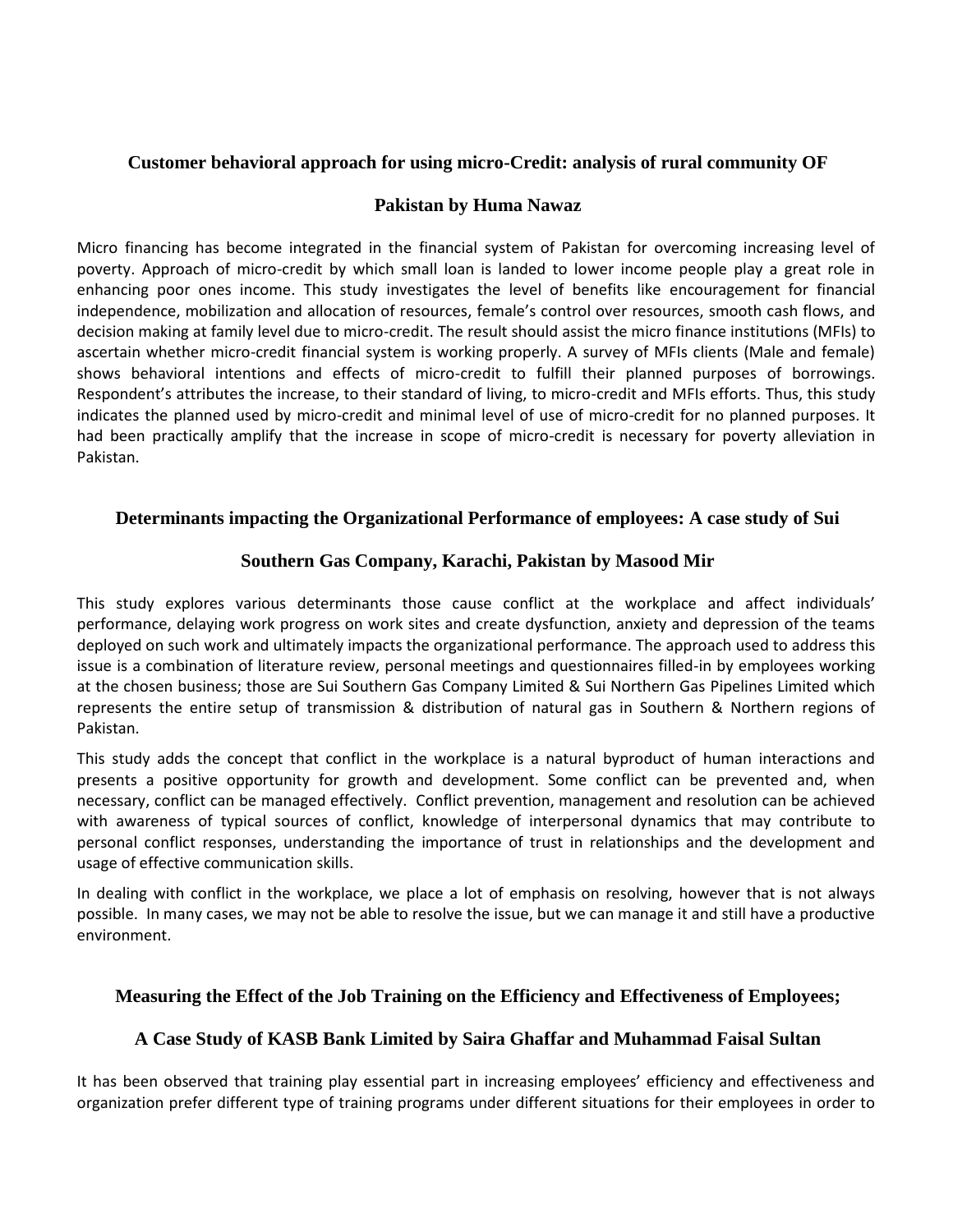### Customer behavioral approach for using micro-Credit: analysis of rural community OF Pakistan by Huma Nawaz

Micro financing has become integrated in the financial system of Pakistan for overcoming increasing level of poverty. Approach of micro-credit by which small loan is landed to lower income people play a great role in enhancing poor ones income. This study investigates the level of benefits like encouragement for financial independence, mobilization and allocation of resources, female's control over resources, smooth cash flows, and decision making at family level due to micro-credit. The result should assist the micro finance institutions (MFIs) to ascertain whether micro-credit financial system is working properly. A survey of MFIs clients (Male and female) shows behavioral intentions and effects of micro-credit to fulfill their planned purposes of borrowings. Respondent's attributes the increase, to their standard of living, to micro-credit and MFIs efforts. Thus, this study indicates the planned used by micro-credit and minimal level of use of micro-credit for no planned purposes. It had been practically amplify that the increase in scope of micro-credit is necessary for poverty alleviation in Pakistan.

### Determinants impacting the Organizational Performance of employees: A case study of Sui Southern Gas Company, Karachi, Pakistan by Masood Mir

This study explores various determinants those cause conflict at the workplace and affect individuals' performance, delaying work progress on work sites and create dysfunction, anxiety and depression of the teams deployed on such work and ultimately impacts the organizational performance. The approach used to address this issue is a combination of literature review, personal meetings and questionnaires filled-in by employees working at the chosen business; those are Sui Southern Gas Company Limited & Sui Northern Gas Pipelines Limited which represents the entire setup of transmission & distribution of natural gas in Southern & Northern regions of Pakistan.

This study adds the concept that conflict in the workplace is a natural byproduct of human interactions and presents a positive opportunity for growth and development. Some conflict can be prevented and, when necessary, conflict can be managed effectively. Conflict prevention, management and resolution can be achieved with awareness of typical sources of conflict, knowledge of interpersonal dynamics that may contribute to personal conflict responses, understanding the importance of trust in relationships and the development and usage of effective communication skills.

In dealing with conflict in the workplace, we place a lot of emphasis on resolving, however that is not always possible. In many cases, we may not be able to resolve the issue, but we can manage it and still have a productive environment.

### Measuring the Effect of the Job Training on the Efficiency and Effectiveness of Employees; A Case Study of KASB Bank Limited by Saira Ghaffar and Muhammad Faisal Sultan

It has been observed that training play essential part in increasing employees' efficiency and effectiveness and organization prefer different type of training programs under different situations for their employees in order to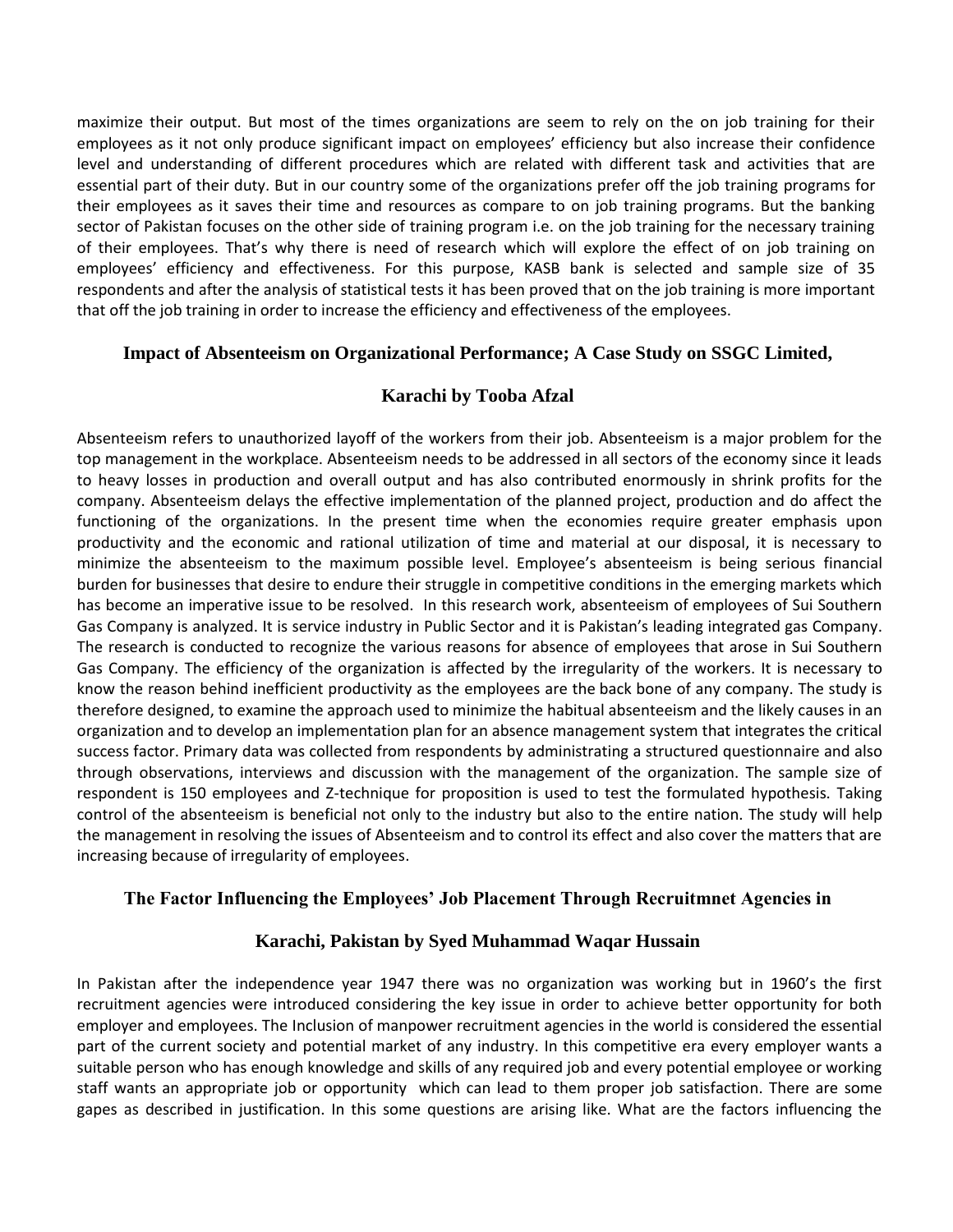maximize their output. But most of the times organizations are seem to rely on the on job training for their employees as it not only produce significant impact on employees' efficiency but also increase their confidence level and understanding of different procedures which are related with different task and activities that are essential part of their duty. But in our country some of the organizations prefer off the job training programs for their employees as it saves their time and resources as compare to on job training programs. But the banking sector of Pakistan focuses on the other side of training program i.e. on the job training for the necessary training of their employees. That's why there is need of research which will explore the effect of on job training on employees' efficiency and effectiveness. For this purpose, KASB bank is selected and sample size of 35 respondents and after the analysis of statistical tests it has been proved that on the job training is more important that off the job training in order to increase the efficiency and effectiveness of the employees.

### Impact of Absenteeism on Organizational Performance; A Case Study on SSGC Limited, Karachi by Tooba Afzal

Absenteeism refers to unauthorized layoff of the workers from their job. Absenteeism is a major problem for the top management in the workplace. Absenteeism needs to be addressed in all sectors of the economy since it leads to heavy losses in production and overall output and has also contributed enormously in shrink profits for the company. Absenteeism delays the effective implementation of the planned project, production and do affect the functioning of the organizations. In the present time when the economies require greater emphasis upon productivity and the economic and rational utilization of time and material at our disposal, it is necessary to minimize the absenteeism to the maximum possible level. Employee's absenteeism is being serious financial burden for businesses that desire to endure their struggle in competitive conditions in the emerging markets which has become an imperative issue to be resolved. In this research work, absenteeism of employees of Sui Southern Gas Company is analyzed. It is service industry in Public Sector and it is Pakistan's leading integrated gas Company. The research is conducted to recognize the various reasons for absence of employees that arose in Sui Southern Gas Company. The efficiency of the organization is affected by the irregularity of the workers. It is necessary to know the reason behind inefficient productivity as the employees are the back bone of any company. The study is therefore designed, to examine the approach used to minimize the habitual absenteeism and the likely causes in an organization and to develop an implementation plan for an absence management system that integrates the critical success factor. Primary data was collected from respondents by administrating a structured questionnaire and also through observations, interviews and discussion with the management of the organization. The sample size of respondent is 150 employees and Z-technique for proposition is used to test the formulated hypothesis. Taking control of the absenteeism is beneficial not only to the industry but also to the entire nation. The study will help the management in resolving the issues of Absenteeism and to control its effect and also cover the matters that are increasing because of irregularity of employees.

### The Factor Influencing the Employees' Job Placement Through Recruitmnet Agencies in Karachi, Pakistan by Syed Muhammad Waqar Hussain

In Pakistan after the independence year 1947 there was no organization was working but in 1960's the first recruitment agencies were introduced considering the key issue in order to achieve better opportunity for both employer and employees. The Inclusion of manpower recruitment agencies in the world is considered the essential part of the current society and potential market of any industry. In this competitive era every employer wants a suitable person who has enough knowledge and skills of any required job and every potential employee or working staff wants an appropriate job or opportunity which can lead to them proper job satisfaction. There are some gapes as described in justification. In this some questions are arising like. What are the factors influencing the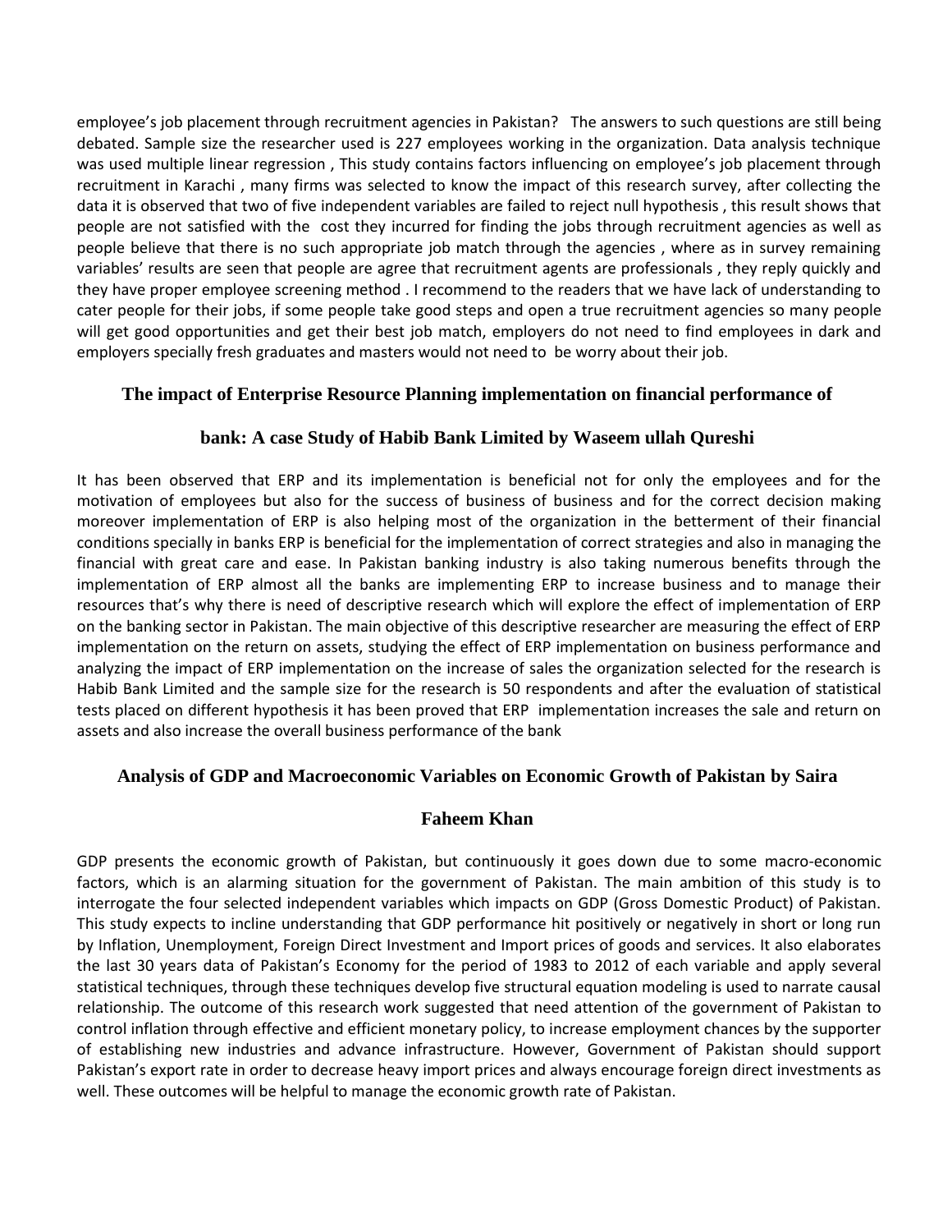employee's job placement through recruitment agencies in Pakistan? The answers to such questions are still being debated. Sample size the researcher used is 227 employees working in the organization. Data analysis technique was used multiple linear regression , This study contains factors influencing on employee's job placement through recruitment in Karachi , many firms was selected to know the impact of this research survey, after collecting the data it is observed that two of five independent variables are failed to reject null hypothesis , this result shows that people are not satisfied with the cost they incurred for finding the jobs through recruitment agencies as well as people believe that there is no such appropriate job match through the agencies , where as in survey remaining variables' results are seen that people are agree that recruitment agents are professionals , they reply quickly and they have proper employee screening method . I recommend to the readers that we have lack of understanding to cater people for their jobs, if some people take good steps and open a true recruitment agencies so many people will get good opportunities and get their best job match, employers do not need to find employees in dark and employers specially fresh graduates and masters would not need to be worry about their job.

### The impact of Enterprise Resource Planning implementation on financial performance of bank: A case Study of Habib Bank Limited by Waseem ullah Qureshi

It has been observed that ERP and its implementation is beneficial not for only the employees and for the motivation of employees but also for the success of business of business and for the correct decision making moreover implementation of ERP is also helping most of the organization in the betterment of their financial conditions specially in banks ERP is beneficial for the implementation of correct strategies and also in managing the financial with great care and ease. In Pakistan banking industry is also taking numerous benefits through the implementation of ERP almost all the banks are implementing ERP to increase business and to manage their resources that's why there is need of descriptive research which will explore the effect of implementation of ERP on the banking sector in Pakistan. The main objective of this descriptive researcher are measuring the effect of ERP implementation on the return on assets, studying the effect of ERP implementation on business performance and analyzing the impact of ERP implementation on the increase of sales the organization selected for the research is Habib Bank Limited and the sample size for the research is 50 respondents and after the evaluation of statistical tests placed on different hypothesis it has been proved that ERP implementation increases the sale and return on assets and also increase the overall business performance of the bank

### Analysis of GDP and Macroeconomic Variables on Economic Growth of Pakistan by Saira Faheem Khan

GDP presents the economic growth of Pakistan, but continuously it goes down due to some macro-economic factors, which is an alarming situation for the government of Pakistan. The main ambition of this study is to interrogate the four selected independent variables which impacts on GDP (Gross Domestic Product) of Pakistan. This study expects to incline understanding that GDP performance hit positively or negatively in short or long run by Inflation, Unemployment, Foreign Direct Investment and Import prices of goods and services. It also elaborates the last 30 years data of Pakistan's Economy for the period of 1983 to 2012 of each variable and apply several statistical techniques, through these techniques develop five structural equation modeling is used to narrate causal relationship. The outcome of this research work suggested that need attention of the government of Pakistan to control inflation through effective and efficient monetary policy, to increase employment chances by the supporter of establishing new industries and advance infrastructure. However, Government of Pakistan should support Pakistan's export rate in order to decrease heavy import prices and always encourage foreign direct investments as well. These outcomes will be helpful to manage the economic growth rate of Pakistan.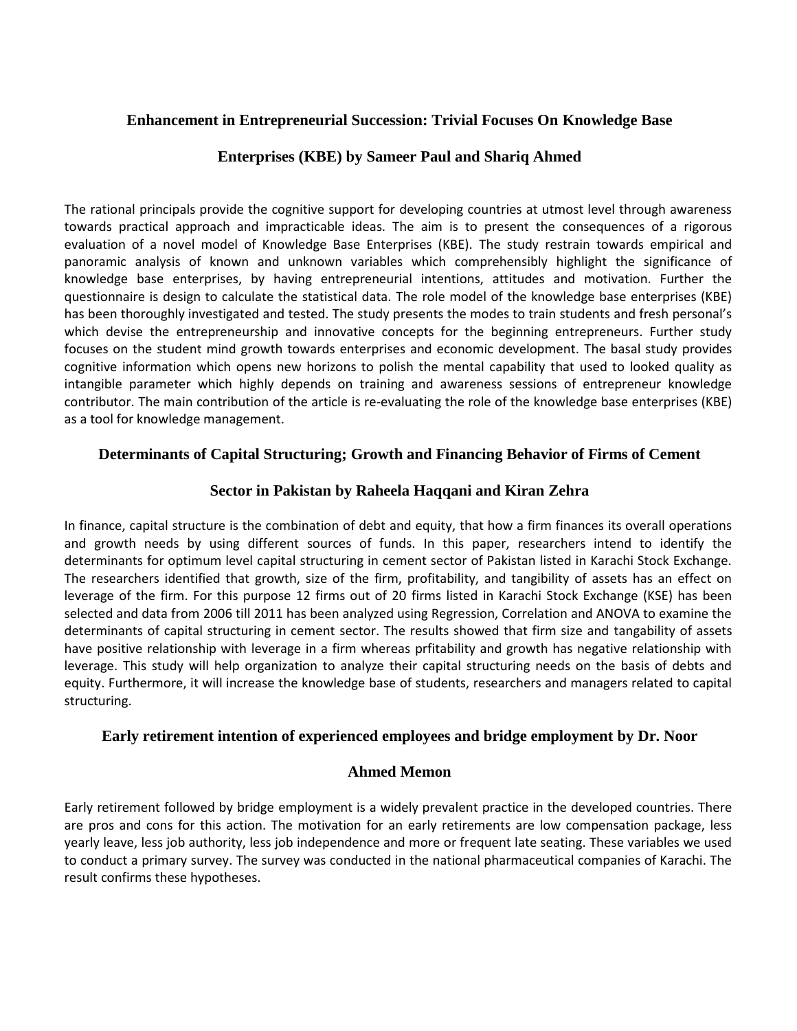### Enhancement in Entrepreneurial Succession: Trivial Focuses On Knowledge Base Enterprises (KBE) by Sameer Paul and Shariq Ahmed

The rational principals provide the cognitive support for developing countries at utmost level through awareness towards practical approach and impracticable ideas. The aim is to present the consequences of a rigorous evaluation of a novel model of Knowledge Base Enterprises (KBE). The study restrain towards empirical and panoramic analysis of known and unknown variables which comprehensibly highlight the significance of knowledge base enterprises, by having entrepreneurial intentions, attitudes and motivation. Further the questionnaire is design to calculate the statistical data. The role model of the knowledge base enterprises (KBE) has been thoroughly investigated and tested. The study presents the modes to train students and fresh personal's which devise the entrepreneurship and innovative concepts for the beginning entrepreneurs. Further study focuses on the student mind growth towards enterprises and economic development. The basal study provides cognitive information which opens new horizons to polish the mental capability that used to looked quality as intangible parameter which highly depends on training and awareness sessions of entrepreneur knowledge contributor. The main contribution of the article is re-evaluating the role of the knowledge base enterprises (KBE) as a tool for knowledge management.

### Determinants of Capital Structuring; Growth and Financing Behavior of Firms of Cement Sector in Pakistan by Raheela Haqqani and Kiran Zehra

In finance, capital structure is the combination of debt and equity, that how a firm finances its overall operations and growth needs by using different sources of funds. In this paper, researchers intend to identify the determinants for optimum level capital structuring in cement sector of Pakistan listed in Karachi Stock Exchange. The researchers identified that growth, size of the firm, profitability, and tangibility of assets has an effect on leverage of the firm. For this purpose 12 firms out of 20 firms listed in Karachi Stock Exchange (KSE) has been selected and data from 2006 till 2011 has been analyzed using Regression, Correlation and ANOVA to examine the determinants of capital structuring in cement sector. The results showed that firm size and tangability of assets have positive relationship with leverage in a firm whereas prfitability and growth has negative relationship with leverage. This study will help organization to analyze their capital structuring needs on the basis of debts and equity. Furthermore, it will increase the knowledge base of students, researchers and managers related to capital structuring.

### Early retirement intention of experienced employees and bridge employment by Dr. Noor Ahmed Memon

Early retirement followed by bridge employment is a widely prevalent practice in the developed countries. There are pros and cons for this action. The motivation for an early retirements are low compensation package, less yearly leave, less job authority, less job independence and more or frequent late seating. These variables we used to conduct a primary survey. The survey was conducted in the national pharmaceutical companies of Karachi. The result confirms these hypotheses.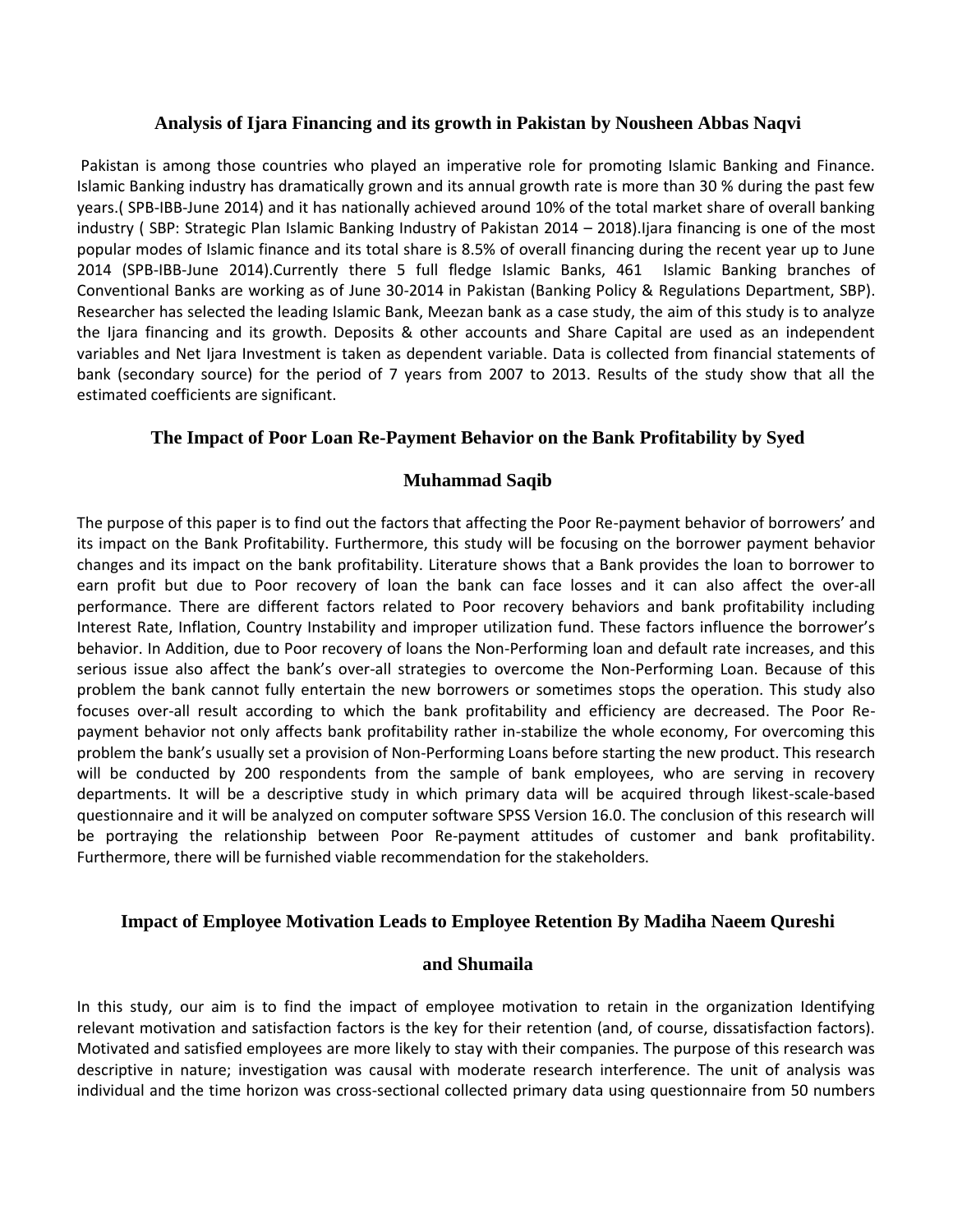### Analysis of Ijara Financing and its growth in Pakistan by Nousheen Abbas Naqvi

Pakistan is among those countries who played an imperative role for promoting Islamic Banking and Finance. Islamic Banking industry has dramatically grown and its annual growth rate is more than 30 % during the past few years.( SPB-IBB-June 2014) and it has nationally achieved around 10% of the total market share of overall banking industry ( SBP: Strategic Plan Islamic Banking Industry of Pakistan 2014 – 2018).Ijara financing is one of the most popular modes of Islamic finance and its total share is 8.5% of overall financing during the recent year up to June 2014 (SPB-IBB-June 2014).Currently there 5 full fledge Islamic Banks, 461 Islamic Banking branches of Conventional Banks are working as of June 30-2014 in Pakistan (Banking Policy & Regulations Department, SBP). Researcher has selected the leading Islamic Bank, Meezan bank as a case study, the aim of this study is to analyze the Ijara financing and its growth. Deposits & other accounts and Share Capital are used as an independent variables and Net Ijara Investment is taken as dependent variable. Data is collected from financial statements of bank (secondary source) for the period of 7 years from 2007 to 2013. Results of the study show that all the estimated coefficients are significant.

### The Impact of Poor Loan Re-Payment Behavior on the Bank Profitability by Syed Muhammad Saqib

The purpose of this paper is to find out the factors that affecting the Poor Re-payment behavior of borrowers' and its impact on the Bank Profitability. Furthermore, this study will be focusing on the borrower payment behavior changes and its impact on the bank profitability. Literature shows that a Bank provides the loan to borrower to earn profit but due to Poor recovery of loan the bank can face losses and it can also affect the over-all performance. There are different factors related to Poor recovery behaviors and bank profitability including Interest Rate, Inflation, Country Instability and improper utilization fund. These factors influence the borrower's behavior. In Addition, due to Poor recovery of loans the Non-Performing loan and default rate increases, and this serious issue also affect the bank's over-all strategies to overcome the Non-Performing Loan. Because of this problem the bank cannot fully entertain the new borrowers or sometimes stops the operation. This study also focuses over-all result according to which the bank profitability and efficiency are decreased. The Poor Re-payment behavior not only affects bank profitability rather in-stabilize the whole economy, For overcoming this problem the bank's usually set a provision of Non-Performing Loans before starting the new product. This research will be conducted by 200 respondents from the sample of bank employees, who are serving in recovery departments. It will be a descriptive study in which primary data will be acquired through likest-scale-based questionnaire and it will be analyzed on computer software SPSS Version 16.0. The conclusion of this research will be portraying the relationship between Poor Re-payment attitudes of customer and bank profitability. Furthermore, there will be furnished viable recommendation for the stakeholders.

### Impact of Employee Motivation Leads to Employee Retention By Madiha Naeem Qureshi and Shumaila

In this study, our aim is to find the impact of employee motivation to retain in the organization Identifying relevant motivation and satisfaction factors is the key for their retention (and, of course, dissatisfaction factors). Motivated and satisfied employees are more likely to stay with their companies. The purpose of this research was descriptive in nature; investigation was causal with moderate research interference. The unit of analysis was individual and the time horizon was cross-sectional collected primary data using questionnaire from 50 numbers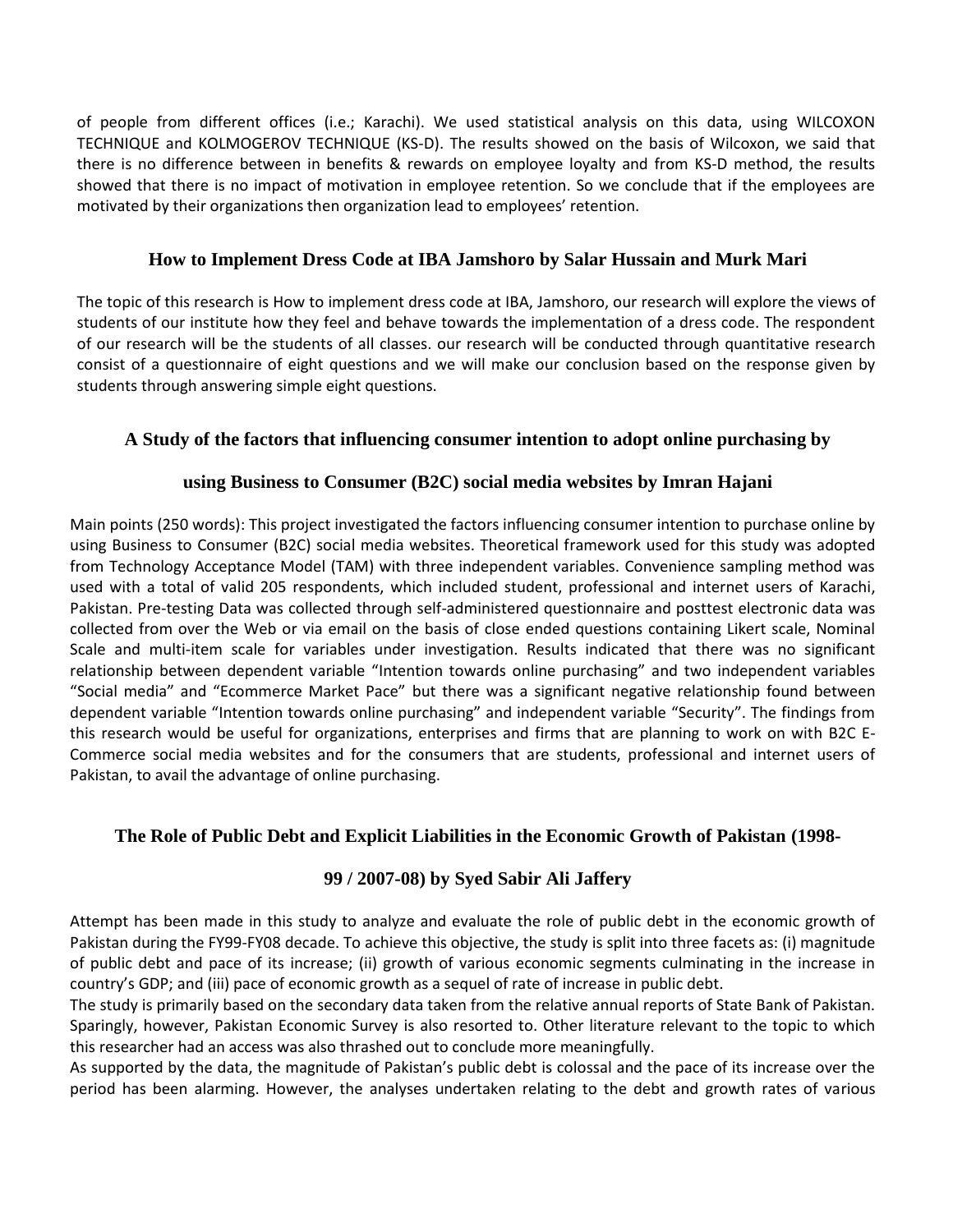of people from different offices (i.e.; Karachi). We used statistical analysis on this data, using WILCOXON TECHNIQUE and KOLMOGEROV TECHNIQUE (KS-D). The results showed on the basis of Wilcoxon, we said that there is no difference between in benefits & rewards on employee loyalty and from KS-D method, the results showed that there is no impact of motivation in employee retention. So we conclude that if the employees are motivated by their organizations then organization lead to employees' retention.

## How to Implement Dress Code at IBA Jamshoro by Salar Hussain and Murk Mari

The topic of this research is How to implement dress code at IBA, Jamshoro, our research will explore the views of students of our institute how they feel and behave towards the implementation of a dress code. The respondent of our research will be the students of all classes. our research will be conducted through quantitative research consist of a questionnaire of eight questions and we will make our conclusion based on the response given by students through answering simple eight questions.

## A Study of the factors that influencing consumer intention to adopt online purchasing by using Business to Consumer (B2C) social media websites by Imran Hajani

Main points (250 words): This project investigated the factors influencing consumer intention to purchase online by using Business to Consumer (B2C) social media websites. Theoretical framework used for this study was adopted from Technology Acceptance Model (TAM) with three independent variables. Convenience sampling method was used with a total of valid 205 respondents, which included student, professional and internet users of Karachi, Pakistan. Pre-testing Data was collected through self-administered questionnaire and posttest electronic data was collected from over the Web or via email on the basis of close ended questions containing Likert scale, Nominal Scale and multi-item scale for variables under investigation. Results indicated that there was no significant relationship between dependent variable "Intention towards online purchasing" and two independent variables "Social media" and "Ecommerce Market Pace" but there was a significant negative relationship found between dependent variable "Intention towards online purchasing" and independent variable "Security". The findings from this research would be useful for organizations, enterprises and firms that are planning to work on with B2C E-Commerce social media websites and for the consumers that are students, professional and internet users of Pakistan, to avail the advantage of online purchasing.

## The Role of Public Debt and Explicit Liabilities in the Economic Growth of Pakistan (1998-99 / 2007-08) by Syed Sabir Ali Jaffery

Attempt has been made in this study to analyze and evaluate the role of public debt in the economic growth of Pakistan during the FY99-FY08 decade. To achieve this objective, the study is split into three facets as: (i) magnitude of public debt and pace of its increase; (ii) growth of various economic segments culminating in the increase in country's GDP; and (iii) pace of economic growth as a sequel of rate of increase in public debt.

The study is primarily based on the secondary data taken from the relative annual reports of State Bank of Pakistan. Sparingly, however, Pakistan Economic Survey is also resorted to. Other literature relevant to the topic to which this researcher had an access was also thrashed out to conclude more meaningfully.

As supported by the data, the magnitude of Pakistan's public debt is colossal and the pace of its increase over the period has been alarming. However, the analyses undertaken relating to the debt and growth rates of various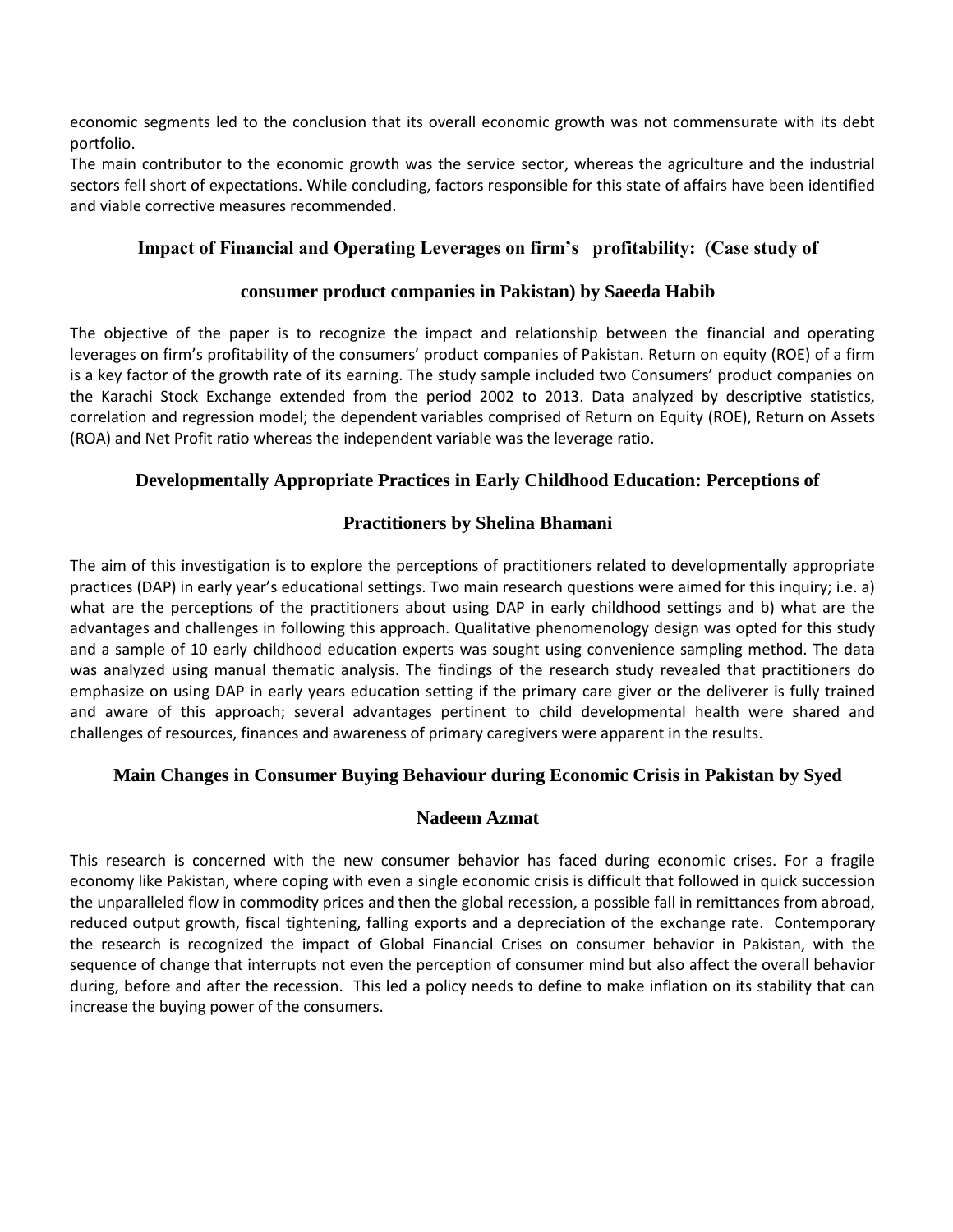economic segments led to the conclusion that its overall economic growth was not commensurate with its debt portfolio.

The main contributor to the economic growth was the service sector, whereas the agriculture and the industrial sectors fell short of expectations. While concluding, factors responsible for this state of affairs have been identified and viable corrective measures recommended.

### Impact of Financial and Operating Leverages on firm's profitability: (Case study of consumer product companies in Pakistan) by Saeeda Habib

The objective of the paper is to recognize the impact and relationship between the financial and operating leverages on firm's profitability of the consumers' product companies of Pakistan. Return on equity (ROE) of a firm is a key factor of the growth rate of its earning. The study sample included two Consumers' product companies on the Karachi Stock Exchange extended from the period 2002 to 2013. Data analyzed by descriptive statistics, correlation and regression model; the dependent variables comprised of Return on Equity (ROE), Return on Assets (ROA) and Net Profit ratio whereas the independent variable was the leverage ratio.

### Developmentally Appropriate Practices in Early Childhood Education: Perceptions of Practitioners by Shelina Bhamani

The aim of this investigation is to explore the perceptions of practitioners related to developmentally appropriate practices (DAP) in early year's educational settings. Two main research questions were aimed for this inquiry; i.e. a) what are the perceptions of the practitioners about using DAP in early childhood settings and b) what are the advantages and challenges in following this approach. Qualitative phenomenology design was opted for this study and a sample of 10 early childhood education experts was sought using convenience sampling method. The data was analyzed using manual thematic analysis. The findings of the research study revealed that practitioners do emphasize on using DAP in early years education setting if the primary care giver or the deliverer is fully trained and aware of this approach; several advantages pertinent to child developmental health were shared and challenges of resources, finances and awareness of primary caregivers were apparent in the results.

### Main Changes in Consumer Buying Behaviour during Economic Crisis in Pakistan by Syed Nadeem Azmat

This research is concerned with the new consumer behavior has faced during economic crises. For a fragile economy like Pakistan, where coping with even a single economic crisis is difficult that followed in quick succession the unparalleled flow in commodity prices and then the global recession, a possible fall in remittances from abroad, reduced output growth, fiscal tightening, falling exports and a depreciation of the exchange rate. Contemporary the research is recognized the impact of Global Financial Crises on consumer behavior in Pakistan, with the sequence of change that interrupts not even the perception of consumer mind but also affect the overall behavior during, before and after the recession. This led a policy needs to define to make inflation on its stability that can increase the buying power of the consumers.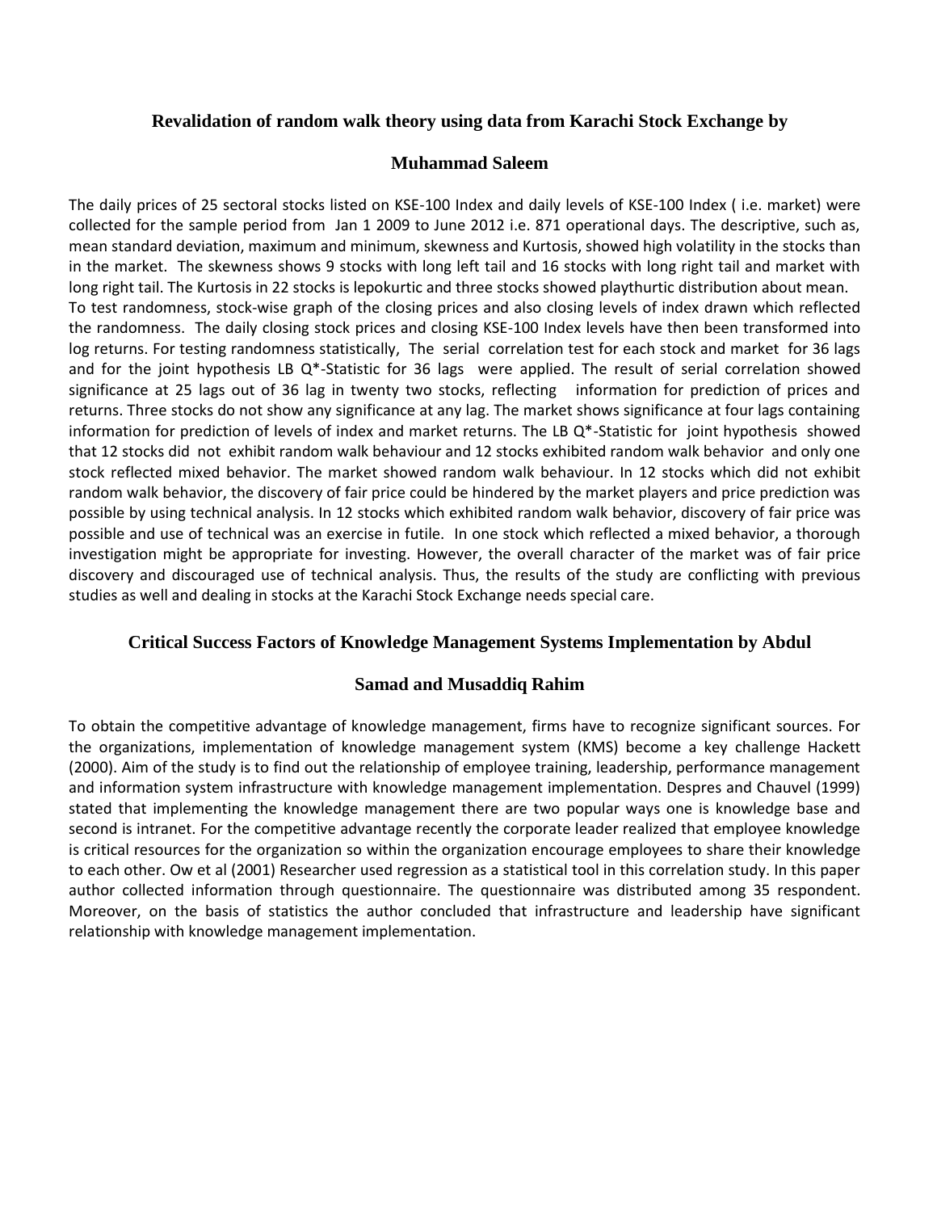## Revalidation of random walk theory using data from Karachi Stock Exchange by Muhammad Saleem

The daily prices of 25 sectoral stocks listed on KSE-100 Index and daily levels of KSE-100 Index ( i.e. market) were collected for the sample period from Jan 1 2009 to June 2012 i.e. 871 operational days. The descriptive, such as, mean standard deviation, maximum and minimum, skewness and Kurtosis, showed high volatility in the stocks than in the market. The skewness shows 9 stocks with long left tail and 16 stocks with long right tail and market with long right tail. The Kurtosis in 22 stocks is lepokurtic and three stocks showed playthurtic distribution about mean. To test randomness, stock-wise graph of the closing prices and also closing levels of index drawn which reflected the randomness. The daily closing stock prices and closing KSE-100 Index levels have then been transformed into log returns. For testing randomness statistically, The serial correlation test for each stock and market for 36 lags and for the joint hypothesis LB Q*-Statistic for 36 lags were applied. The result of serial correlation showed significance at 25 lags out of 36 lag in twenty two stocks, reflecting information for prediction of prices and returns. Three stocks do not show any significance at any lag. The market shows significance at four lags containing information for prediction of levels of index and market returns. The LB Q*-Statistic for joint hypothesis showed that 12 stocks did not exhibit random walk behaviour and 12 stocks exhibited random walk behavior and only one stock reflected mixed behavior. The market showed random walk behaviour. In 12 stocks which did not exhibit random walk behavior, the discovery of fair price could be hindered by the market players and price prediction was possible by using technical analysis. In 12 stocks which exhibited random walk behavior, discovery of fair price was possible and use of technical was an exercise in futile. In one stock which reflected a mixed behavior, a thorough investigation might be appropriate for investing. However, the overall character of the market was of fair price discovery and discouraged use of technical analysis. Thus, the results of the study are conflicting with previous studies as well and dealing in stocks at the Karachi Stock Exchange needs special care.

## Critical Success Factors of Knowledge Management Systems Implementation by Abdul Samad and Musaddiq Rahim

To obtain the competitive advantage of knowledge management, firms have to recognize significant sources. For the organizations, implementation of knowledge management system (KMS) become a key challenge Hackett (2000). Aim of the study is to find out the relationship of employee training, leadership, performance management and information system infrastructure with knowledge management implementation. Despres and Chauvel (1999) stated that implementing the knowledge management there are two popular ways one is knowledge base and second is intranet. For the competitive advantage recently the corporate leader realized that employee knowledge is critical resources for the organization so within the organization encourage employees to share their knowledge to each other. Ow et al (2001) Researcher used regression as a statistical tool in this correlation study. In this paper author collected information through questionnaire. The questionnaire was distributed among 35 respondent. Moreover, on the basis of statistics the author concluded that infrastructure and leadership have significant relationship with knowledge management implementation.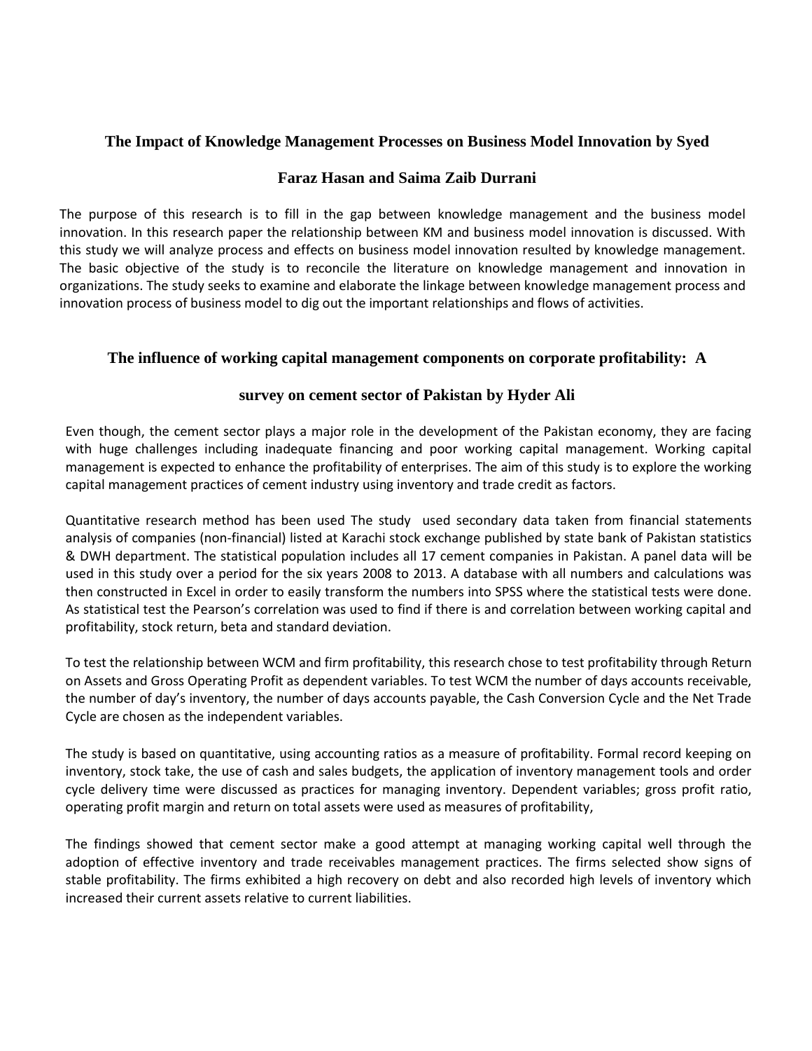## The Impact of Knowledge Management Processes on Business Model Innovation by Syed Faraz Hasan and Saima Zaib Durrani

The purpose of this research is to fill in the gap between knowledge management and the business model innovation. In this research paper the relationship between KM and business model innovation is discussed. With this study we will analyze process and effects on business model innovation resulted by knowledge management. The basic objective of the study is to reconcile the literature on knowledge management and innovation in organizations. The study seeks to examine and elaborate the linkage between knowledge management process and innovation process of business model to dig out the important relationships and flows of activities.

## The influence of working capital management components on corporate profitability: A survey on cement sector of Pakistan by Hyder Ali

Even though, the cement sector plays a major role in the development of the Pakistan economy, they are facing with huge challenges including inadequate financing and poor working capital management. Working capital management is expected to enhance the profitability of enterprises. The aim of this study is to explore the working capital management practices of cement industry using inventory and trade credit as factors.

Quantitative research method has been used The study used secondary data taken from financial statements analysis of companies (non-financial) listed at Karachi stock exchange published by state bank of Pakistan statistics & DWH department. The statistical population includes all 17 cement companies in Pakistan. A panel data will be used in this study over a period for the six years 2008 to 2013. A database with all numbers and calculations was then constructed in Excel in order to easily transform the numbers into SPSS where the statistical tests were done. As statistical test the Pearson's correlation was used to find if there is and correlation between working capital and profitability, stock return, beta and standard deviation.

To test the relationship between WCM and firm profitability, this research chose to test profitability through Return on Assets and Gross Operating Profit as dependent variables. To test WCM the number of days accounts receivable, the number of day's inventory, the number of days accounts payable, the Cash Conversion Cycle and the Net Trade Cycle are chosen as the independent variables.

The study is based on quantitative, using accounting ratios as a measure of profitability. Formal record keeping on inventory, stock take, the use of cash and sales budgets, the application of inventory management tools and order cycle delivery time were discussed as practices for managing inventory. Dependent variables; gross profit ratio, operating profit margin and return on total assets were used as measures of profitability,

The findings showed that cement sector make a good attempt at managing working capital well through the adoption of effective inventory and trade receivables management practices. The firms selected show signs of stable profitability. The firms exhibited a high recovery on debt and also recorded high levels of inventory which increased their current assets relative to current liabilities.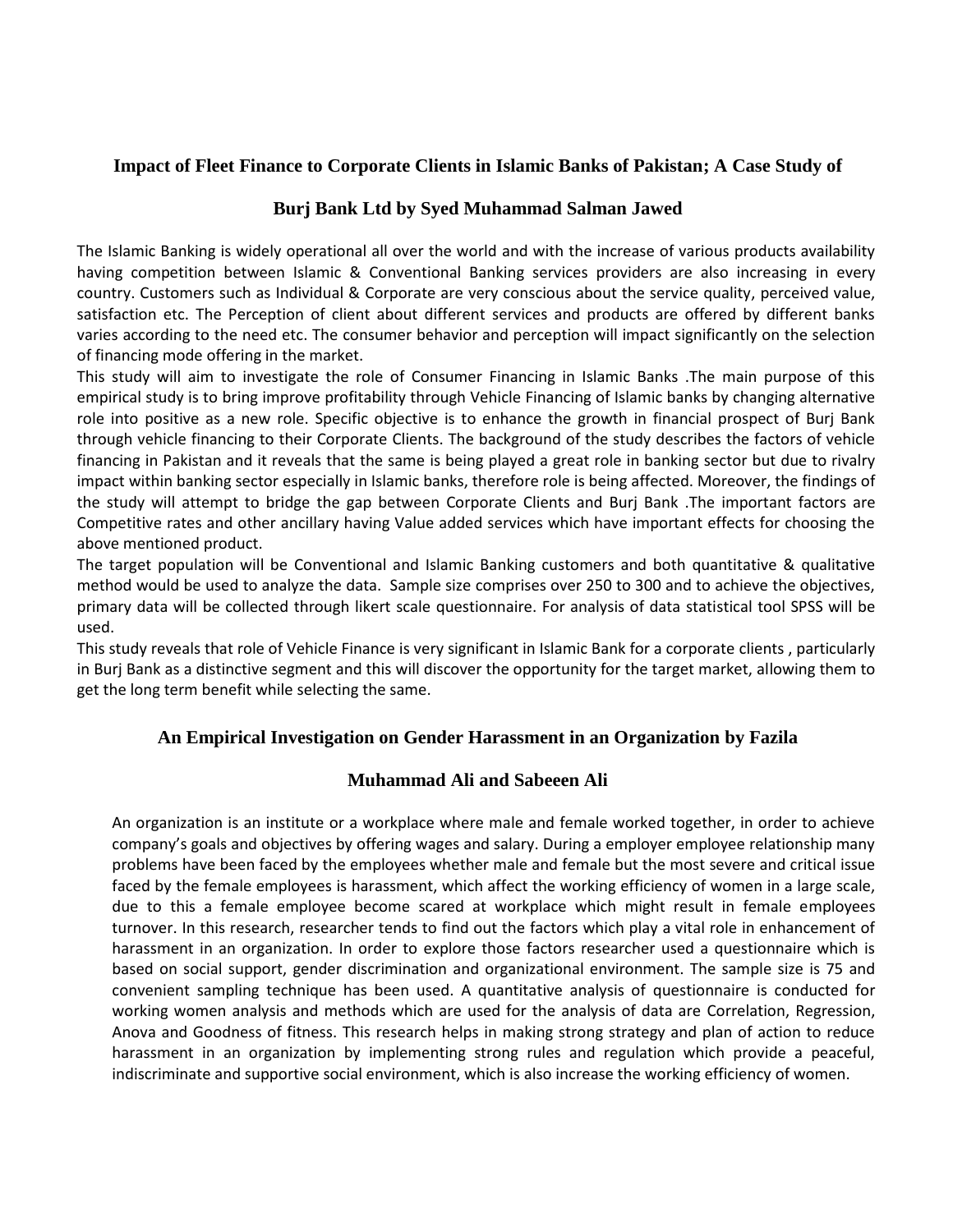### Impact of Fleet Finance to Corporate Clients in Islamic Banks of Pakistan; A Case Study of Burj Bank Ltd by Syed Muhammad Salman Jawed

The Islamic Banking is widely operational all over the world and with the increase of various products availability having competition between Islamic & Conventional Banking services providers are also increasing in every country. Customers such as Individual & Corporate are very conscious about the service quality, perceived value, satisfaction etc. The Perception of client about different services and products are offered by different banks varies according to the need etc. The consumer behavior and perception will impact significantly on the selection of financing mode offering in the market.

This study will aim to investigate the role of Consumer Financing in Islamic Banks .The main purpose of this empirical study is to bring improve profitability through Vehicle Financing of Islamic banks by changing alternative role into positive as a new role. Specific objective is to enhance the growth in financial prospect of Burj Bank through vehicle financing to their Corporate Clients. The background of the study describes the factors of vehicle financing in Pakistan and it reveals that the same is being played a great role in banking sector but due to rivalry impact within banking sector especially in Islamic banks, therefore role is being affected. Moreover, the findings of the study will attempt to bridge the gap between Corporate Clients and Burj Bank .The important factors are Competitive rates and other ancillary having Value added services which have important effects for choosing the above mentioned product.

The target population will be Conventional and Islamic Banking customers and both quantitative & qualitative method would be used to analyze the data. Sample size comprises over 250 to 300 and to achieve the objectives, primary data will be collected through likert scale questionnaire. For analysis of data statistical tool SPSS will be used.

This study reveals that role of Vehicle Finance is very significant in Islamic Bank for a corporate clients , particularly in Burj Bank as a distinctive segment and this will discover the opportunity for the target market, allowing them to get the long term benefit while selecting the same.

### An Empirical Investigation on Gender Harassment in an Organization by Fazila Muhammad Ali and Sabeeen Ali

An organization is an institute or a workplace where male and female worked together, in order to achieve company's goals and objectives by offering wages and salary. During a employer employee relationship many problems have been faced by the employees whether male and female but the most severe and critical issue faced by the female employees is harassment, which affect the working efficiency of women in a large scale, due to this a female employee become scared at workplace which might result in female employees turnover. In this research, researcher tends to find out the factors which play a vital role in enhancement of harassment in an organization. In order to explore those factors researcher used a questionnaire which is based on social support, gender discrimination and organizational environment. The sample size is 75 and convenient sampling technique has been used. A quantitative analysis of questionnaire is conducted for working women analysis and methods which are used for the analysis of data are Correlation, Regression, Anova and Goodness of fitness. This research helps in making strong strategy and plan of action to reduce harassment in an organization by implementing strong rules and regulation which provide a peaceful, indiscriminate and supportive social environment, which is also increase the working efficiency of women.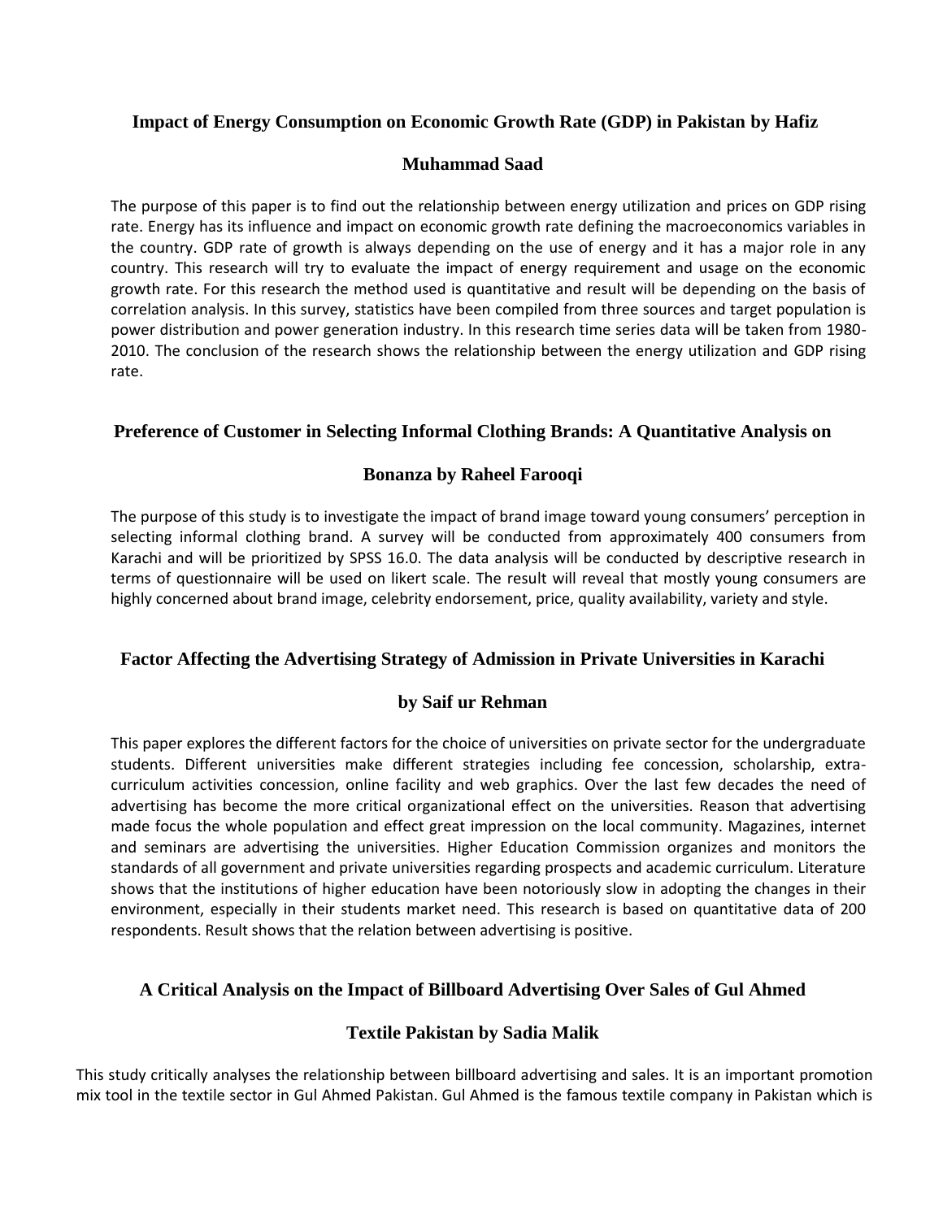### Impact of Energy Consumption on Economic Growth Rate (GDP) in Pakistan by Hafiz Muhammad Saad

The purpose of this paper is to find out the relationship between energy utilization and prices on GDP rising rate. Energy has its influence and impact on economic growth rate defining the macroeconomics variables in the country. GDP rate of growth is always depending on the use of energy and it has a major role in any country. This research will try to evaluate the impact of energy requirement and usage on the economic growth rate. For this research the method used is quantitative and result will be depending on the basis of correlation analysis. In this survey, statistics have been compiled from three sources and target population is power distribution and power generation industry. In this research time series data will be taken from 1980-2010. The conclusion of the research shows the relationship between the energy utilization and GDP rising rate.

### Preference of Customer in Selecting Informal Clothing Brands: A Quantitative Analysis on Bonanza by Raheel Farooqi

The purpose of this study is to investigate the impact of brand image toward young consumers' perception in selecting informal clothing brand. A survey will be conducted from approximately 400 consumers from Karachi and will be prioritized by SPSS 16.0. The data analysis will be conducted by descriptive research in terms of questionnaire will be used on likert scale. The result will reveal that mostly young consumers are highly concerned about brand image, celebrity endorsement, price, quality availability, variety and style.

### Factor Affecting the Advertising Strategy of Admission in Private Universities in Karachi by Saif ur Rehman

This paper explores the different factors for the choice of universities on private sector for the undergraduate students. Different universities make different strategies including fee concession, scholarship, extra-curriculum activities concession, online facility and web graphics. Over the last few decades the need of advertising has become the more critical organizational effect on the universities. Reason that advertising made focus the whole population and effect great impression on the local community. Magazines, internet and seminars are advertising the universities. Higher Education Commission organizes and monitors the standards of all government and private universities regarding prospects and academic curriculum. Literature shows that the institutions of higher education have been notoriously slow in adopting the changes in their environment, especially in their students market need. This research is based on quantitative data of 200 respondents. Result shows that the relation between advertising is positive.

### A Critical Analysis on the Impact of Billboard Advertising Over Sales of Gul Ahmed Textile Pakistan by Sadia Malik

This study critically analyses the relationship between billboard advertising and sales. It is an important promotion mix tool in the textile sector in Gul Ahmed Pakistan. Gul Ahmed is the famous textile company in Pakistan which is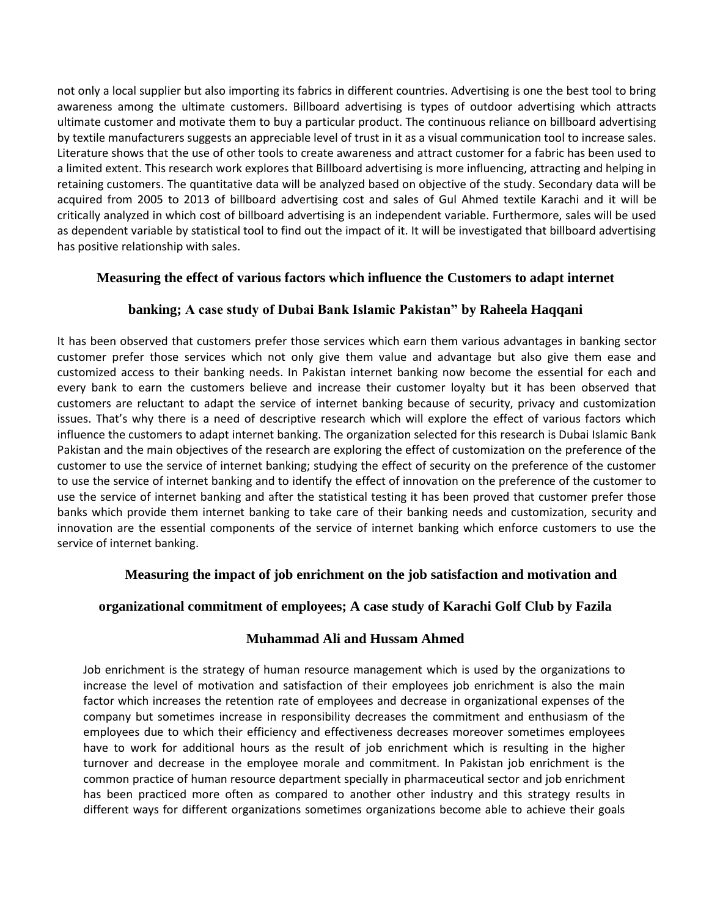not only a local supplier but also importing its fabrics in different countries. Advertising is one the best tool to bring awareness among the ultimate customers. Billboard advertising is types of outdoor advertising which attracts ultimate customer and motivate them to buy a particular product. The continuous reliance on billboard advertising by textile manufacturers suggests an appreciable level of trust in it as a visual communication tool to increase sales. Literature shows that the use of other tools to create awareness and attract customer for a fabric has been used to a limited extent. This research work explores that Billboard advertising is more influencing, attracting and helping in retaining customers. The quantitative data will be analyzed based on objective of the study. Secondary data will be acquired from 2005 to 2013 of billboard advertising cost and sales of Gul Ahmed textile Karachi and it will be critically analyzed in which cost of billboard advertising is an independent variable. Furthermore, sales will be used as dependent variable by statistical tool to find out the impact of it. It will be investigated that billboard advertising has positive relationship with sales.

### Measuring the effect of various factors which influence the Customers to adapt internet banking; A case study of Dubai Bank Islamic Pakistan" by Raheela Haqqani

It has been observed that customers prefer those services which earn them various advantages in banking sector customer prefer those services which not only give them value and advantage but also give them ease and customized access to their banking needs. In Pakistan internet banking now become the essential for each and every bank to earn the customers believe and increase their customer loyalty but it has been observed that customers are reluctant to adapt the service of internet banking because of security, privacy and customization issues. That's why there is a need of descriptive research which will explore the effect of various factors which influence the customers to adapt internet banking. The organization selected for this research is Dubai Islamic Bank Pakistan and the main objectives of the research are exploring the effect of customization on the preference of the customer to use the service of internet banking; studying the effect of security on the preference of the customer to use the service of internet banking and to identify the effect of innovation on the preference of the customer to use the service of internet banking and after the statistical testing it has been proved that customer prefer those banks which provide them internet banking to take care of their banking needs and customization, security and innovation are the essential components of the service of internet banking which enforce customers to use the service of internet banking.

### Measuring the impact of job enrichment on the job satisfaction and motivation and organizational commitment of employees; A case study of Karachi Golf Club by Fazila Muhammad Ali and Hussam Ahmed

Job enrichment is the strategy of human resource management which is used by the organizations to increase the level of motivation and satisfaction of their employees job enrichment is also the main factor which increases the retention rate of employees and decrease in organizational expenses of the company but sometimes increase in responsibility decreases the commitment and enthusiasm of the employees due to which their efficiency and effectiveness decreases moreover sometimes employees have to work for additional hours as the result of job enrichment which is resulting in the higher turnover and decrease in the employee morale and commitment. In Pakistan job enrichment is the common practice of human resource department specially in pharmaceutical sector and job enrichment has been practiced more often as compared to another other industry and this strategy results in different ways for different organizations sometimes organizations become able to achieve their goals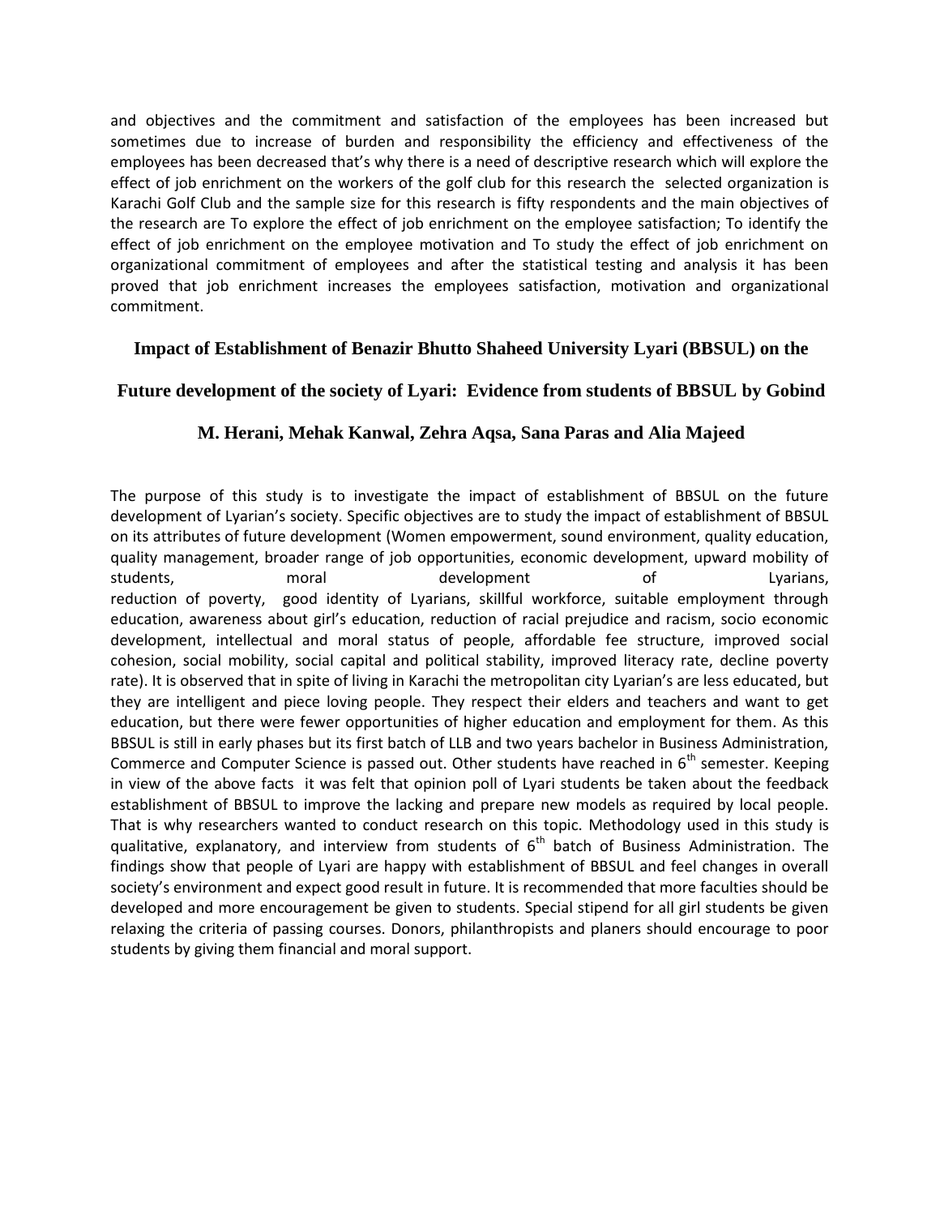and objectives and the commitment and satisfaction of the employees has been increased but sometimes due to increase of burden and responsibility the efficiency and effectiveness of the employees has been decreased that's why there is a need of descriptive research which will explore the effect of job enrichment on the workers of the golf club for this research the selected organization is Karachi Golf Club and the sample size for this research is fifty respondents and the main objectives of the research are To explore the effect of job enrichment on the employee satisfaction; To identify the effect of job enrichment on the employee motivation and To study the effect of job enrichment on organizational commitment of employees and after the statistical testing and analysis it has been proved that job enrichment increases the employees satisfaction, motivation and organizational commitment.

## Impact of Establishment of Benazir Bhutto Shaheed University Lyari (BBSUL) on the Future development of the society of Lyari: Evidence from students of BBSUL by Gobind M. Herani, Mehak Kanwal, Zehra Aqsa, Sana Paras and Alia Majeed

The purpose of this study is to investigate the impact of establishment of BBSUL on the future development of Lyarian's society. Specific objectives are to study the impact of establishment of BBSUL on its attributes of future development (Women empowerment, sound environment, quality education, quality management, broader range of job opportunities, economic development, upward mobility of students, moral development of Lyarians, reduction of poverty, good identity of Lyarians, skillful workforce, suitable employment through education, awareness about girl's education, reduction of racial prejudice and racism, socio economic development, intellectual and moral status of people, affordable fee structure, improved social cohesion, social mobility, social capital and political stability, improved literacy rate, decline poverty rate). It is observed that in spite of living in Karachi the metropolitan city Lyarian's are less educated, but they are intelligent and piece loving people. They respect their elders and teachers and want to get education, but there were fewer opportunities of higher education and employment for them. As this BBSUL is still in early phases but its first batch of LLB and two years bachelor in Business Administration, Commerce and Computer Science is passed out. Other students have reached in 6th semester. Keeping in view of the above facts it was felt that opinion poll of Lyari students be taken about the feedback establishment of BBSUL to improve the lacking and prepare new models as required by local people. That is why researchers wanted to conduct research on this topic. Methodology used in this study is qualitative, explanatory, and interview from students of 6th batch of Business Administration. The findings show that people of Lyari are happy with establishment of BBSUL and feel changes in overall society's environment and expect good result in future. It is recommended that more faculties should be developed and more encouragement be given to students. Special stipend for all girl students be given relaxing the criteria of passing courses. Donors, philanthropists and planers should encourage to poor students by giving them financial and moral support.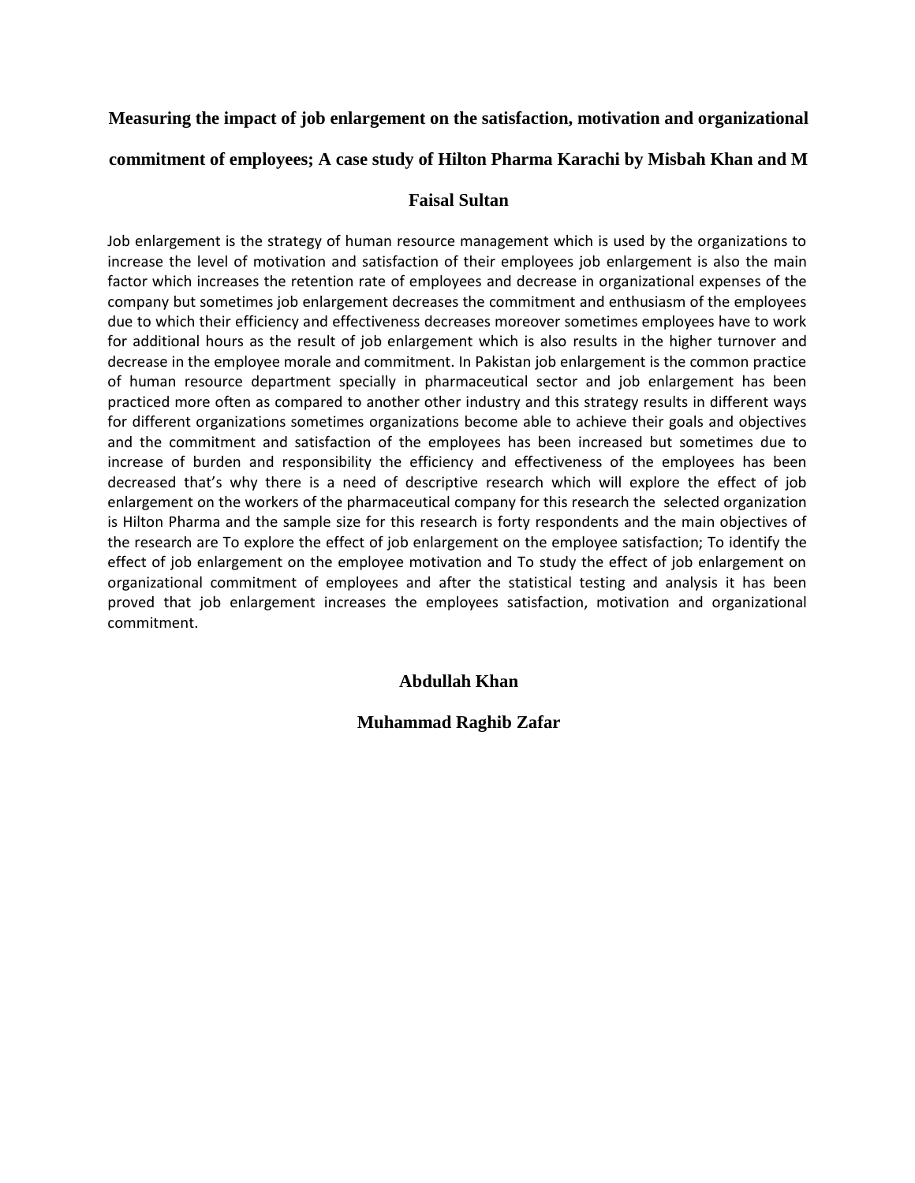**Measuring the impact of job enlargement on the satisfaction, motivation and organizational commitment of employees; A case study of Hilton Pharma Karachi by Misbah Khan and M Faisal Sultan**

Job enlargement is the strategy of human resource management which is used by the organizations to increase the level of motivation and satisfaction of their employees job enlargement is also the main factor which increases the retention rate of employees and decrease in organizational expenses of the company but sometimes job enlargement decreases the commitment and enthusiasm of the employees due to which their efficiency and effectiveness decreases moreover sometimes employees have to work for additional hours as the result of job enlargement which is also results in the higher turnover and decrease in the employee morale and commitment. In Pakistan job enlargement is the common practice of human resource department specially in pharmaceutical sector and job enlargement has been practiced more often as compared to another other industry and this strategy results in different ways for different organizations sometimes organizations become able to achieve their goals and objectives and the commitment and satisfaction of the employees has been increased but sometimes due to increase of burden and responsibility the efficiency and effectiveness of the employees has been decreased that's why there is a need of descriptive research which will explore the effect of job enlargement on the workers of the pharmaceutical company for this research the selected organization is Hilton Pharma and the sample size for this research is forty respondents and the main objectives of the research are To explore the effect of job enlargement on the employee satisfaction; To identify the effect of job enlargement on the employee motivation and To study the effect of job enlargement on organizational commitment of employees and after the statistical testing and analysis it has been proved that job enlargement increases the employees satisfaction, motivation and organizational commitment.

**Abdullah Khan**

**Muhammad Raghib Zafar**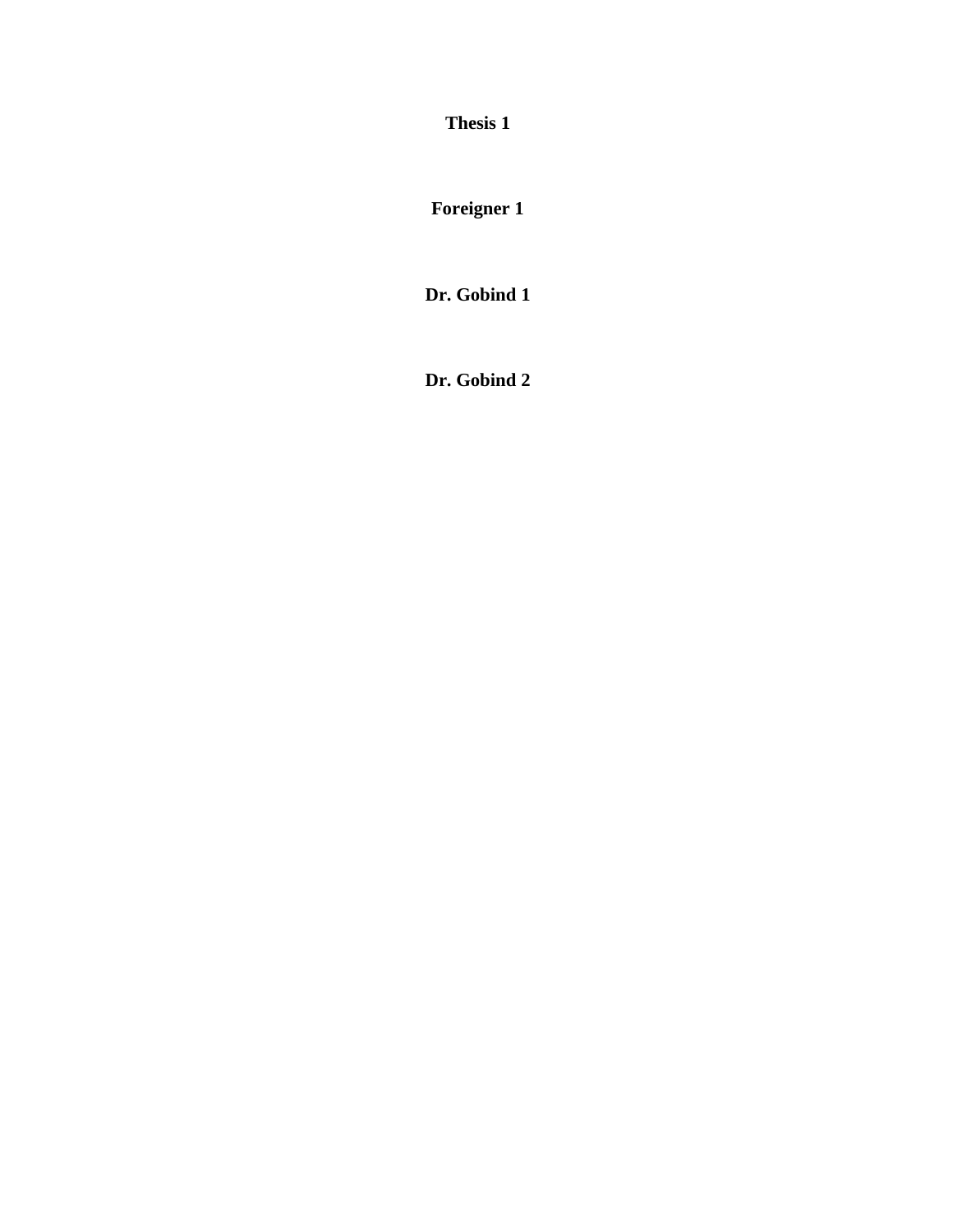**Thesis 1**

**Foreigner 1**

**Dr. Gobind 1**

**Dr. Gobind 2**